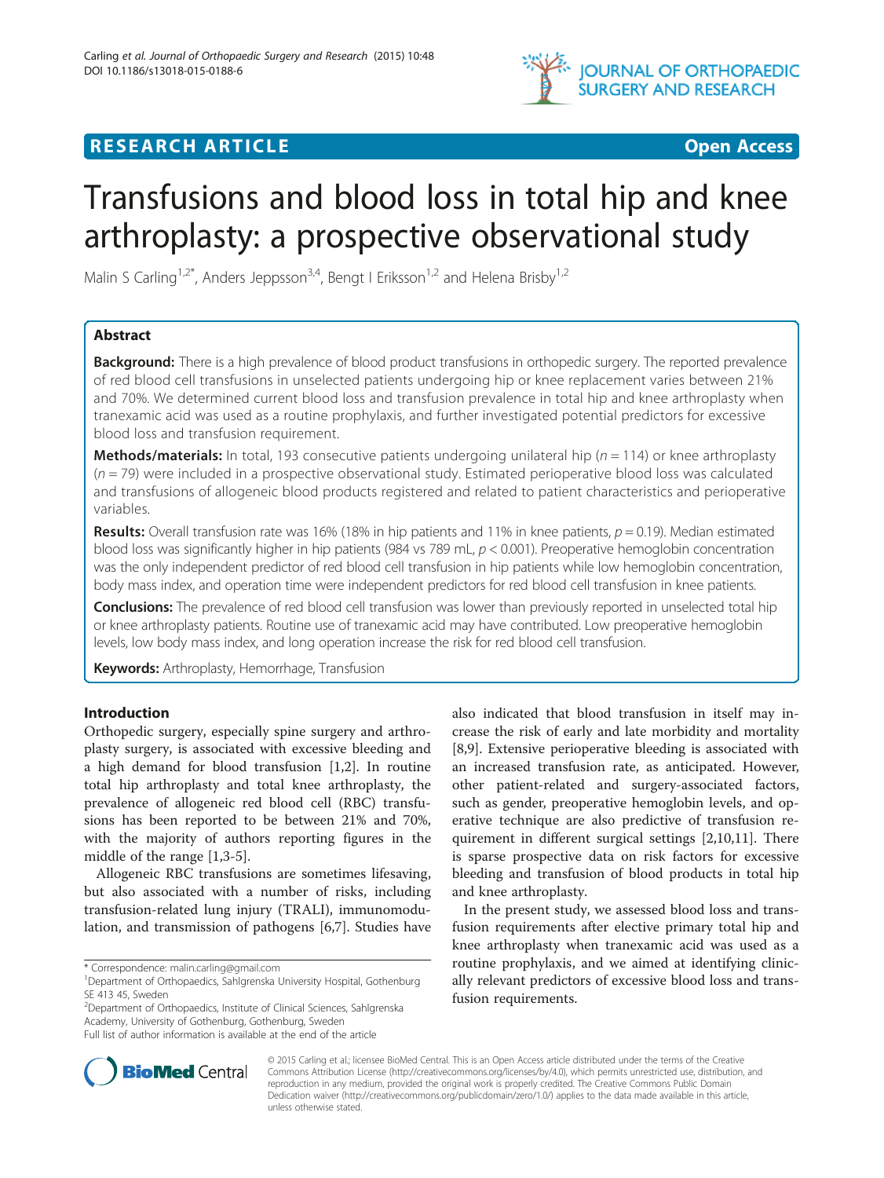**RESEARCH ARTICLE** **Open Access**

# Transfusions and blood loss in total hip and knee arthroplasty: a prospective observational study

Malin S Carling[1,2*], Anders Jeppsson[3,4], Bengt I Eriksson[1,2] and Helena Brisby[1,2]

## Abstract

**Background:** There is a high prevalence of blood product transfusions in orthopedic surgery. The reported prevalence of red blood cell transfusions in unselected patients undergoing hip or knee replacement varies between 21% and 70%. We determined current blood loss and transfusion prevalence in total hip and knee arthroplasty when tranexamic acid was used as a routine prophylaxis, and further investigated potential predictors for excessive blood loss and transfusion requirement.

**Methods/materials:** In total, 193 consecutive patients undergoing unilateral hip ($n = 114$) or knee arthroplasty ($n = 79$) were included in a prospective observational study. Estimated perioperative blood loss was calculated and transfusions of allogeneic blood products registered and related to patient characteristics and perioperative variables.

**Results:** Overall transfusion rate was 16% (18% in hip patients and 11% in knee patients, $p = 0.19$). Median estimated blood loss was significantly higher in hip patients (984 vs 789 mL, $p < 0.001$). Preoperative hemoglobin concentration was the only independent predictor of red blood cell transfusion in hip patients while low hemoglobin concentration, body mass index, and operation time were independent predictors for red blood cell transfusion in knee patients.

**Conclusions:** The prevalence of red blood cell transfusion was lower than previously reported in unselected total hip or knee arthroplasty patients. Routine use of tranexamic acid may have contributed. Low preoperative hemoglobin levels, low body mass index, and long operation increase the risk for red blood cell transfusion.

**Keywords:** Arthroplasty, Hemorrhage, Transfusion

## Introduction

Orthopedic surgery, especially spine surgery and arthroplasty surgery, is associated with excessive bleeding and a high demand for blood transfusion [1,2]. In routine total hip arthroplasty and total knee arthroplasty, the prevalence of allogeneic red blood cell (RBC) transfusions has been reported to be between 21% and 70%, with the majority of authors reporting figures in the middle of the range [1,3-5].

Allogeneic RBC transfusions are sometimes lifesaving, but also associated with a number of risks, including transfusion-related lung injury (TRALI), immunomodulation, and transmission of pathogens [6,7]. Studies have also indicated that blood transfusion in itself may increase the risk of early and late morbidity and mortality [8,9]. Extensive perioperative bleeding is associated with an increased transfusion rate, as anticipated. However, other patient-related and surgery-associated factors, such as gender, preoperative hemoglobin levels, and operative technique are also predictive of transfusion requirement in different surgical settings [2,10,11]. There is sparse prospective data on risk factors for excessive bleeding and transfusion of blood products in total hip and knee arthroplasty.

In the present study, we assessed blood loss and transfusion requirements after elective primary total hip and knee arthroplasty when tranexamic acid was used as a routine prophylaxis, and we aimed at identifying clinically relevant predictors of excessive blood loss and transfusion requirements.

\* Correspondence: malin.carling@gmail.com
[1]Department of Orthopaedics, Sahlgrenska University Hospital, Gothenburg SE 413 45, Sweden
[2]Department of Orthopaedics, Institute of Clinical Sciences, Sahlgrenska Academy, University of Gothenburg, Gothenburg, Sweden
Full list of author information is available at the end of the article

© 2015 Carling et al.; licensee BioMed Central. This is an Open Access article distributed under the terms of the Creative Commons Attribution License (http://creativecommons.org/licenses/by/4.0), which permits unrestricted use, distribution, and reproduction in any medium, provided the original work is properly credited. The Creative Commons Public Domain Dedication waiver (http://creativecommons.org/publicdomain/zero/1.0/) applies to the data made available in this article, unless otherwise stated.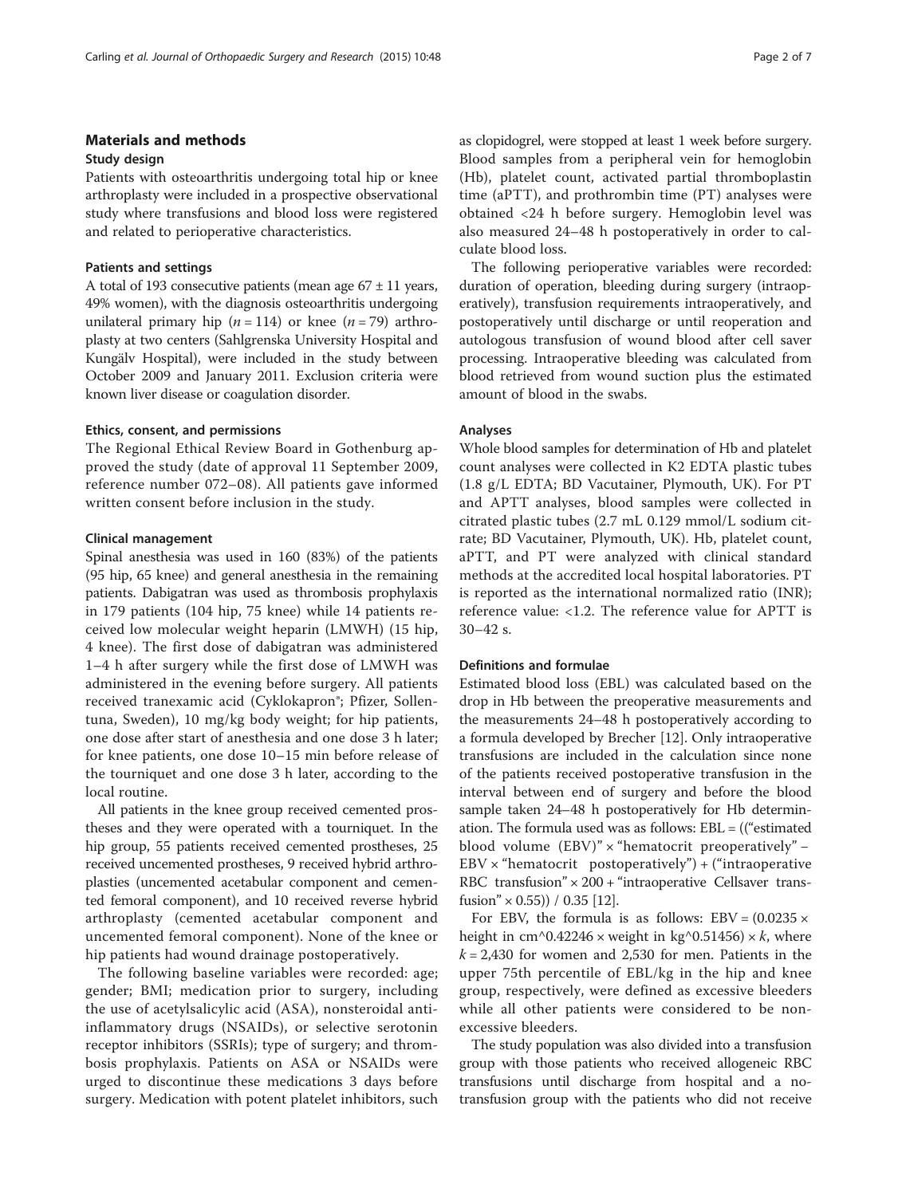## Materials and methods

### Study design

Patients with osteoarthritis undergoing total hip or knee arthroplasty were included in a prospective observational study where transfusions and blood loss were registered and related to perioperative characteristics.

### Patients and settings

A total of 193 consecutive patients (mean age 67 ± 11 years, 49% women), with the diagnosis osteoarthritis undergoing unilateral primary hip ($n = 114$) or knee ($n = 79$) arthroplasty at two centers (Sahlgrenska University Hospital and Kungälv Hospital), were included in the study between October 2009 and January 2011. Exclusion criteria were known liver disease or coagulation disorder.

### Ethics, consent, and permissions

The Regional Ethical Review Board in Gothenburg approved the study (date of approval 11 September 2009, reference number 072–08). All patients gave informed written consent before inclusion in the study.

### Clinical management

Spinal anesthesia was used in 160 (83%) of the patients (95 hip, 65 knee) and general anesthesia in the remaining patients. Dabigatran was used as thrombosis prophylaxis in 179 patients (104 hip, 75 knee) while 14 patients received low molecular weight heparin (LMWH) (15 hip, 4 knee). The first dose of dabigatran was administered 1–4 h after surgery while the first dose of LMWH was administered in the evening before surgery. All patients received tranexamic acid (Cyklokapron®; Pfizer, Sollentuna, Sweden), 10 mg/kg body weight; for hip patients, one dose after start of anesthesia and one dose 3 h later; for knee patients, one dose 10–15 min before release of the tourniquet and one dose 3 h later, according to the local routine.

All patients in the knee group received cemented prostheses and they were operated with a tourniquet. In the hip group, 55 patients received cemented prostheses, 25 received uncemented prostheses, 9 received hybrid arthroplasties (uncemented acetabular component and cemented femoral component), and 10 received reverse hybrid arthroplasty (cemented acetabular component and uncemented femoral component). None of the knee or hip patients had wound drainage postoperatively.

The following baseline variables were recorded: age; gender; BMI; medication prior to surgery, including the use of acetylsalicylic acid (ASA), nonsteroidal anti-inflammatory drugs (NSAIDs), or selective serotonin receptor inhibitors (SSRIs); type of surgery; and thrombosis prophylaxis. Patients on ASA or NSAIDs were urged to discontinue these medications 3 days before surgery. Medication with potent platelet inhibitors, such as clopidogrel, were stopped at least 1 week before surgery. Blood samples from a peripheral vein for hemoglobin (Hb), platelet count, activated partial thromboplastin time (aPTT), and prothrombin time (PT) analyses were obtained <24 h before surgery. Hemoglobin level was also measured 24–48 h postoperatively in order to calculate blood loss.

The following perioperative variables were recorded: duration of operation, bleeding during surgery (intraoperatively), transfusion requirements intraoperatively, and postoperatively until discharge or until reoperation and autologous transfusion of wound blood after cell saver processing. Intraoperative bleeding was calculated from blood retrieved from wound suction plus the estimated amount of blood in the swabs.

### Analyses

Whole blood samples for determination of Hb and platelet count analyses were collected in K2 EDTA plastic tubes (1.8 g/L EDTA; BD Vacutainer, Plymouth, UK). For PT and APTT analyses, blood samples were collected in citrated plastic tubes (2.7 mL 0.129 mmol/L sodium citrate; BD Vacutainer, Plymouth, UK). Hb, platelet count, aPTT, and PT were analyzed with clinical standard methods at the accredited local hospital laboratories. PT is reported as the international normalized ratio (INR); reference value: <1.2. The reference value for APTT is 30–42 s.

### Definitions and formulae

Estimated blood loss (EBL) was calculated based on the drop in Hb between the preoperative measurements and the measurements 24–48 h postoperatively according to a formula developed by Brecher [12]. Only intraoperative transfusions are included in the calculation since none of the patients received postoperative transfusion in the interval between end of surgery and before the blood sample taken 24–48 h postoperatively for Hb determination. The formula used was as follows: EBL = ((“estimated blood volume (EBV)” × “hematocrit preoperatively” − EBV × “hematocrit postoperatively”) + (“intraoperative RBC transfusion” × 200 + “intraoperative Cellsaver transfusion” × 0.55)) / 0.35 [12].

For EBV, the formula is as follows: EBV = (0.0235 × height in cm^0.42246 × weight in kg^0.51456) × $k$, where $k$ = 2,430 for women and 2,530 for men. Patients in the upper 75th percentile of EBL/kg in the hip and knee group, respectively, were defined as excessive bleeders while all other patients were considered to be non-excessive bleeders.

The study population was also divided into a transfusion group with those patients who received allogeneic RBC transfusions until discharge from hospital and a no-transfusion group with the patients who did not receive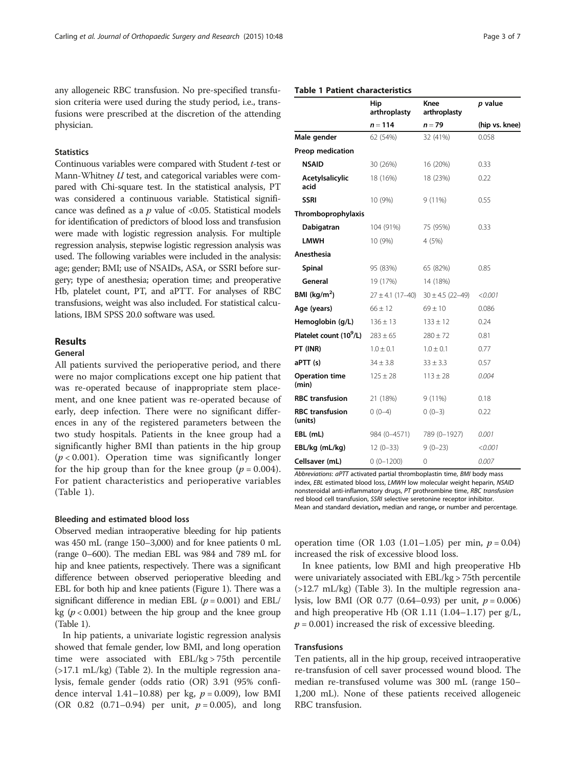any allogeneic RBC transfusion. No pre-specified transfusion criteria were used during the study period, i.e., transfusions were prescribed at the discretion of the attending physician.

### Statistics

Continuous variables were compared with Student *t*-test or Mann-Whitney *U* test, and categorical variables were compared with Chi-square test. In the statistical analysis, PT was considered a continuous variable. Statistical significance was defined as a *p* value of <0.05. Statistical models for identification of predictors of blood loss and transfusion were made with logistic regression analysis. For multiple regression analysis, stepwise logistic regression analysis was used. The following variables were included in the analysis: age; gender; BMI; use of NSAIDs, ASA, or SSRI before surgery; type of anesthesia; operation time; and preoperative Hb, platelet count, PT, and aPTT. For analyses of RBC transfusions, weight was also included. For statistical calculations, IBM SPSS 20.0 software was used.

## Results

### General

All patients survived the perioperative period, and there were no major complications except one hip patient that was re-operated because of inappropriate stem placement, and one knee patient was re-operated because of early, deep infection. There were no significant differences in any of the registered parameters between the two study hospitals. Patients in the knee group had a significantly higher BMI than patients in the hip group ($p < 0.001$). Operation time was significantly longer for the hip group than for the knee group ($p = 0.004$). For patient characteristics and perioperative variables (Table 1).

**Table 1 Patient characteristics**

| | Hip arthroplasty | Knee arthroplasty | *p* value |
|---|---|---|---|
| | *n* = 114 | *n* = 79 | (hip vs. knee) |
| **Male gender** | 62 (54%) | 32 (41%) | 0.058 |
| **Preop medication** | | | |
| **NSAID** | 30 (26%) | 16 (20%) | 0.33 |
| **Acetylsalicylic acid** | 18 (16%) | 18 (23%) | 0.22 |
| **SSRI** | 10 (9%) | 9 (11%) | 0.55 |
| **Thromboprophylaxis** | | | |
| **Dabigatran** | 104 (91%) | 75 (95%) | 0.33 |
| **LMWH** | 10 (9%) | 4 (5%) | |
| **Anesthesia** | | | |
| **Spinal** | 95 (83%) | 65 (82%) | 0.85 |
| **General** | 19 (17%) | 14 (18%) | |
| **BMI (kg/m$^2$)** | 27 ± 4.1 (17–40) | 30 ± 4.5 (22–49) | *<0.001* |
| **Age (years)** | 66 ± 12 | 69 ± 10 | 0.086 |
| **Hemoglobin (g/L)** | 136 ± 13 | 133 ± 12 | 0.24 |
| **Platelet count (10$^9$/L)** | 283 ± 65 | 280 ± 72 | 0.81 |
| **PT (INR)** | 1.0 ± 0.1 | 1.0 ± 0.1 | 0.77 |
| **aPTT (s)** | 34 ± 3.8 | 33 ± 3.3 | 0.57 |
| **Operation time (min)** | 125 ± 28 | 113 ± 28 | *0.004* |
| **RBC transfusion** | 21 (18%) | 9 (11%) | 0.18 |
| **RBC transfusion (units)** | 0 (0–4) | 0 (0–3) | 0.22 |
| **EBL (mL)** | 984 (0–4571) | 789 (0–1927) | *0.001* |
| **EBL/kg (mL/kg)** | 12 (0–33) | 9 (0–23) | *<0.001* |
| **Cellsaver (mL)** | 0 (0–1200) | 0 | *0.007* |

*Abbreviations*: *aPTT* activated partial thromboplastin time, *BMI* body mass index, *EBL* estimated blood loss, *LMWH* low molecular weight heparin, *NSAID* nonsteroidal anti-inflammatory drugs, *PT* prothrombine time, *RBC transfusion* red blood cell transfusion, *SSRI* selective seretonine receptor inhibitor.
Mean and standard deviation, median and range, or number and percentage.

### Bleeding and estimated blood loss

Observed median intraoperative bleeding for hip patients was 450 mL (range 150–3,000) and for knee patients 0 mL (range 0–600). The median EBL was 984 and 789 mL for hip and knee patients, respectively. There was a significant difference between observed perioperative bleeding and EBL for both hip and knee patients (Figure 1). There was a significant difference in median EBL ($p = 0.001$) and EBL/kg ($p < 0.001$) between the hip group and the knee group (Table 1).

In hip patients, a univariate logistic regression analysis showed that female gender, low BMI, and long operation time were associated with EBL/kg > 75th percentile (>17.1 mL/kg) (Table 2). In the multiple regression analysis, female gender (odds ratio (OR) 3.91 (95% confidence interval 1.41–10.88) per kg, $p = 0.009$), low BMI (OR 0.82 (0.71–0.94) per unit, $p = 0.005$), and long operation time (OR 1.03 (1.01–1.05) per min, $p = 0.04$) increased the risk of excessive blood loss.

In knee patients, low BMI and high preoperative Hb were univariately associated with EBL/kg > 75th percentile (>12.7 mL/kg) (Table 3). In the multiple regression analysis, low BMI (OR 0.77 (0.64–0.93) per unit, $p = 0.006$) and high preoperative Hb (OR 1.11 (1.04–1.17) per g/L, $p = 0.001$) increased the risk of excessive bleeding.

### Transfusions

Ten patients, all in the hip group, received intraoperative re-transfusion of cell saver processed wound blood. The median re-transfused volume was 300 mL (range 150–1,200 mL). None of these patients received allogeneic RBC transfusion.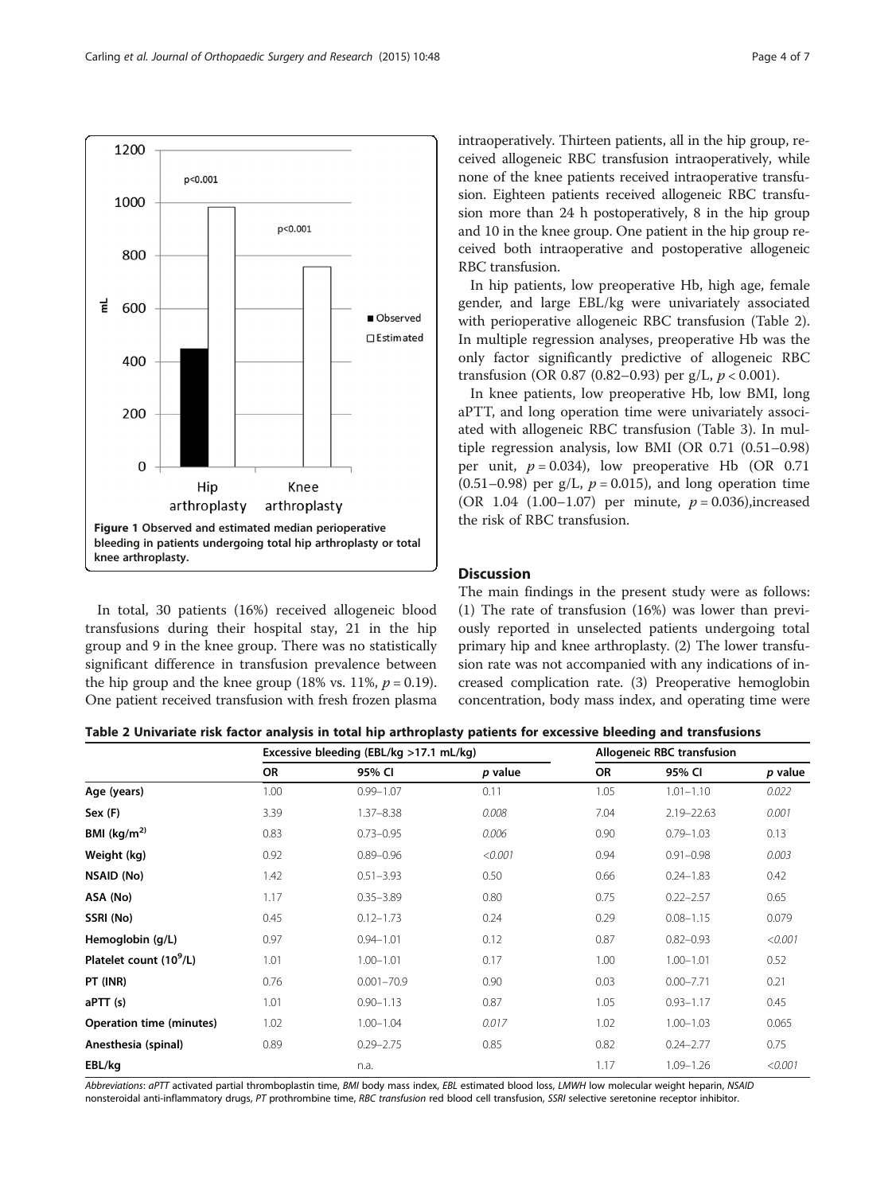Figure 1 Observed and estimated median perioperative bleeding in patients undergoing total hip arthroplasty or total knee arthroplasty.

In total, 30 patients (16%) received allogeneic blood transfusions during their hospital stay, 21 in the hip group and 9 in the knee group. There was no statistically significant difference in transfusion prevalence between the hip group and the knee group (18% vs. 11%, $p = 0.19$). One patient received transfusion with fresh frozen plasma intraoperatively. Thirteen patients, all in the hip group, received allogeneic RBC transfusion intraoperatively, while none of the knee patients received intraoperative transfusion. Eighteen patients received allogeneic RBC transfusion more than 24 h postoperatively, 8 in the hip group and 10 in the knee group. One patient in the hip group received both intraoperative and postoperative allogeneic RBC transfusion.

In hip patients, low preoperative Hb, high age, female gender, and large EBL/kg were univariately associated with perioperative allogeneic RBC transfusion (Table 2). In multiple regression analyses, preoperative Hb was the only factor significantly predictive of allogeneic RBC transfusion (OR 0.87 (0.82–0.93) per g/L, $p < 0.001$).

In knee patients, low preoperative Hb, low BMI, long aPTT, and long operation time were univariately associated with allogeneic RBC transfusion (Table 3). In multiple regression analysis, low BMI (OR 0.71 (0.51–0.98) per unit, $p = 0.034$), low preoperative Hb (OR 0.71 (0.51–0.98) per g/L, $p = 0.015$), and long operation time (OR 1.04 (1.00–1.07) per minute, $p = 0.036$),increased the risk of RBC transfusion.

## Discussion

The main findings in the present study were as follows: (1) The rate of transfusion (16%) was lower than previously reported in unselected patients undergoing total primary hip and knee arthroplasty. (2) The lower transfusion rate was not accompanied with any indications of increased complication rate. (3) Preoperative hemoglobin concentration, body mass index, and operating time were

**Table 2 Univariate risk factor analysis in total hip arthroplasty patients for excessive bleeding and transfusions**

| | Excessive bleeding (EBL/kg >17.1 mL/kg) | | | Allogeneic RBC transfusion | | |
|---|---|---|---|---|---|---|
| | OR | 95% CI | *p* value | OR | 95% CI | *p* value |
| **Age (years)** | 1.00 | 0.99–1.07 | 0.11 | 1.05 | 1.01–1.10 | *0.022* |
| **Sex (F)** | 3.39 | 1.37–8.38 | *0.008* | 7.04 | 2.19–22.63 | *0.001* |
| **BMI (kg/m$^2$)** | 0.83 | 0.73–0.95 | *0.006* | 0.90 | 0.79–1.03 | 0.13 |
| **Weight (kg)** | 0.92 | 0.89–0.96 | *<0.001* | 0.94 | 0.91–0.98 | *0.003* |
| **NSAID (No)** | 1.42 | 0.51–3.93 | 0.50 | 0.66 | 0.24–1.83 | 0.42 |
| **ASA (No)** | 1.17 | 0.35–3.89 | 0.80 | 0.75 | 0.22–2.57 | 0.65 |
| **SSRI (No)** | 0.45 | 0.12–1.73 | 0.24 | 0.29 | 0.08–1.15 | 0.079 |
| **Hemoglobin (g/L)** | 0.97 | 0.94–1.01 | 0.12 | 0.87 | 0.82–0.93 | *<0.001* |
| **Platelet count (10$^9$/L)** | 1.01 | 1.00–1.01 | 0.17 | 1.00 | 1.00–1.01 | 0.52 |
| **PT (INR)** | 0.76 | 0.001–70.9 | 0.90 | 0.03 | 0.00–7.71 | 0.21 |
| **aPTT (s)** | 1.01 | 0.90–1.13 | 0.87 | 1.05 | 0.93–1.17 | 0.45 |
| **Operation time (minutes)** | 1.02 | 1.00–1.04 | *0.017* | 1.02 | 1.00–1.03 | 0.065 |
| **Anesthesia (spinal)** | 0.89 | 0.29–2.75 | 0.85 | 0.82 | 0.24–2.77 | 0.75 |
| **EBL/kg** | | n.a. | | 1.17 | 1.09–1.26 | *<0.001* |

*Abbreviations*: *aPTT* activated partial thromboplastin time, *BMI* body mass index, *EBL* estimated blood loss, *LMWH* low molecular weight heparin, *NSAID* nonsteroidal anti-inflammatory drugs, *PT* prothrombine time, *RBC transfusion* red blood cell transfusion, *SSRI* selective seretonine receptor inhibitor.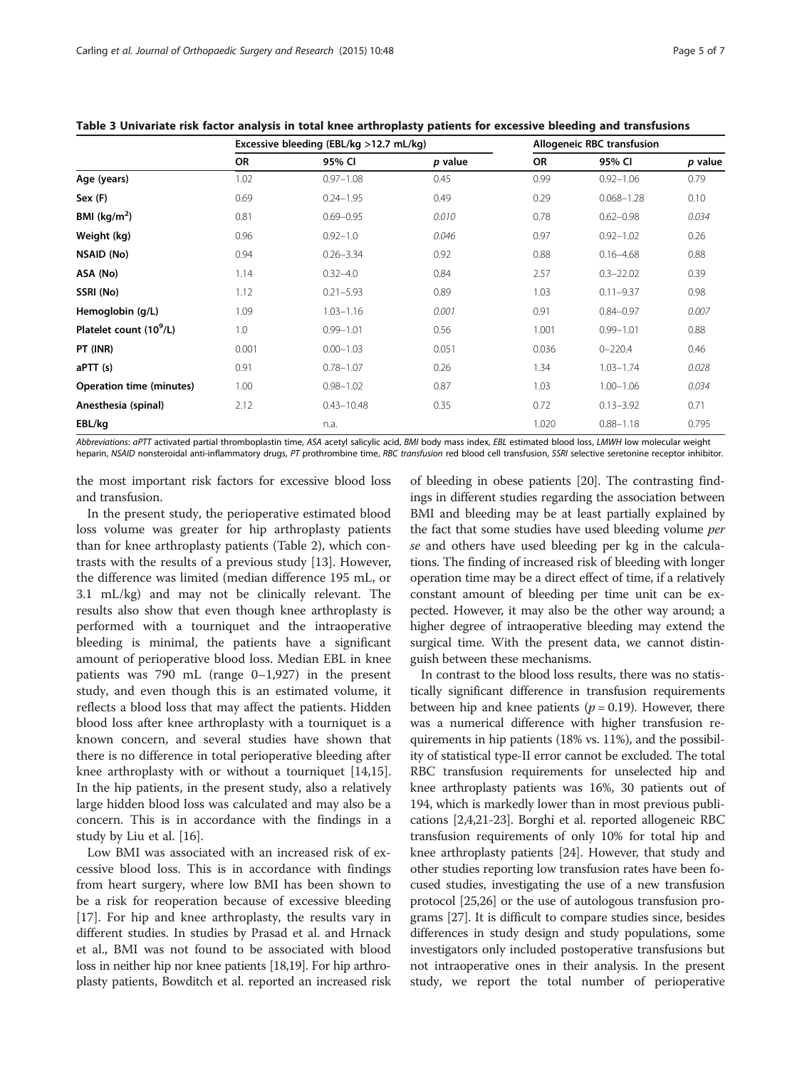**Table 3 Univariate risk factor analysis in total knee arthroplasty patients for excessive bleeding and transfusions**

| | Excessive bleeding (EBL/kg >12.7 mL/kg) | | | Allogeneic RBC transfusion | | |
|---|---|---|---|---|---|---|
| | OR | 95% CI | *p* value | OR | 95% CI | *p* value |
| **Age (years)** | 1.02 | 0.97–1.08 | 0.45 | 0.99 | 0.92–1.06 | 0.79 |
| **Sex (F)** | 0.69 | 0.24–1.95 | 0.49 | 0.29 | 0.068–1.28 | 0.10 |
| **BMI (kg/m$^2$)** | 0.81 | 0.69–0.95 | *0.010* | 0.78 | 0.62–0.98 | *0.034* |
| **Weight (kg)** | 0.96 | 0.92–1.0 | *0.046* | 0.97 | 0.92–1.02 | 0.26 |
| **NSAID (No)** | 0.94 | 0.26–3.34 | 0.92 | 0.88 | 0.16–4.68 | 0.88 |
| **ASA (No)** | 1.14 | 0.32–4.0 | 0.84 | 2.57 | 0.3–22.02 | 0.39 |
| **SSRI (No)** | 1.12 | 0.21–5.93 | 0.89 | 1.03 | 0.11–9.37 | 0.98 |
| **Hemoglobin (g/L)** | 1.09 | 1.03–1.16 | *0.001* | 0.91 | 0.84–0.97 | *0.007* |
| **Platelet count (10$^9$/L)** | 1.0 | 0.99–1.01 | 0.56 | 1.001 | 0.99–1.01 | 0.88 |
| **PT (INR)** | 0.001 | 0.00–1.03 | 0.051 | 0.036 | 0–220.4 | 0.46 |
| **aPTT (s)** | 0.91 | 0.78–1.07 | 0.26 | 1.34 | 1.03–1.74 | *0.028* |
| **Operation time (minutes)** | 1.00 | 0.98–1.02 | 0.87 | 1.03 | 1.00–1.06 | *0.034* |
| **Anesthesia (spinal)** | 2.12 | 0.43–10.48 | 0.35 | 0.72 | 0.13–3.92 | 0.71 |
| **EBL/kg** | | n.a. | | 1.020 | 0.88–1.18 | 0.795 |

*Abbreviations*: *aPTT* activated partial thromboplastin time, *ASA* acetyl salicylic acid, *BMI* body mass index, *EBL* estimated blood loss, *LMWH* low molecular weight heparin, *NSAID* nonsteroidal anti-inflammatory drugs, *PT* prothrombine time, *RBC transfusion* red blood cell transfusion, *SSRI* selective seretonine receptor inhibitor.

the most important risk factors for excessive blood loss and transfusion.

In the present study, the perioperative estimated blood loss volume was greater for hip arthroplasty patients than for knee arthroplasty patients (Table 2), which contrasts with the results of a previous study [13]. However, the difference was limited (median difference 195 mL, or 3.1 mL/kg) and may not be clinically relevant. The results also show that even though knee arthroplasty is performed with a tourniquet and the intraoperative bleeding is minimal, the patients have a significant amount of perioperative blood loss. Median EBL in knee patients was 790 mL (range 0–1,927) in the present study, and even though this is an estimated volume, it reflects a blood loss that may affect the patients. Hidden blood loss after knee arthroplasty with a tourniquet is a known concern, and several studies have shown that there is no difference in total perioperative bleeding after knee arthroplasty with or without a tourniquet [14,15]. In the hip patients, in the present study, also a relatively large hidden blood loss was calculated and may also be a concern. This is in accordance with the findings in a study by Liu et al. [16].

Low BMI was associated with an increased risk of excessive blood loss. This is in accordance with findings from heart surgery, where low BMI has been shown to be a risk for reoperation because of excessive bleeding [17]. For hip and knee arthroplasty, the results vary in different studies. In studies by Prasad et al. and Hrnack et al., BMI was not found to be associated with blood loss in neither hip nor knee patients [18,19]. For hip arthroplasty patients, Bowditch et al. reported an increased risk of bleeding in obese patients [20]. The contrasting findings in different studies regarding the association between BMI and bleeding may be at least partially explained by the fact that some studies have used bleeding volume *per se* and others have used bleeding per kg in the calculations. The finding of increased risk of bleeding with longer operation time may be a direct effect of time, if a relatively constant amount of bleeding per time unit can be expected. However, it may also be the other way around; a higher degree of intraoperative bleeding may extend the surgical time. With the present data, we cannot distinguish between these mechanisms.

In contrast to the blood loss results, there was no statistically significant difference in transfusion requirements between hip and knee patients ($p = 0.19$). However, there was a numerical difference with higher transfusion requirements in hip patients (18% vs. 11%), and the possibility of statistical type-II error cannot be excluded. The total RBC transfusion requirements for unselected hip and knee arthroplasty patients was 16%, 30 patients out of 194, which is markedly lower than in most previous publications [2,4,21-23]. Borghi et al. reported allogeneic RBC transfusion requirements of only 10% for total hip and knee arthroplasty patients [24]. However, that study and other studies reporting low transfusion rates have been focused studies, investigating the use of a new transfusion protocol [25,26] or the use of autologous transfusion programs [27]. It is difficult to compare studies since, besides differences in study design and study populations, some investigators only included postoperative transfusions but not intraoperative ones in their analysis. In the present study, we report the total number of perioperative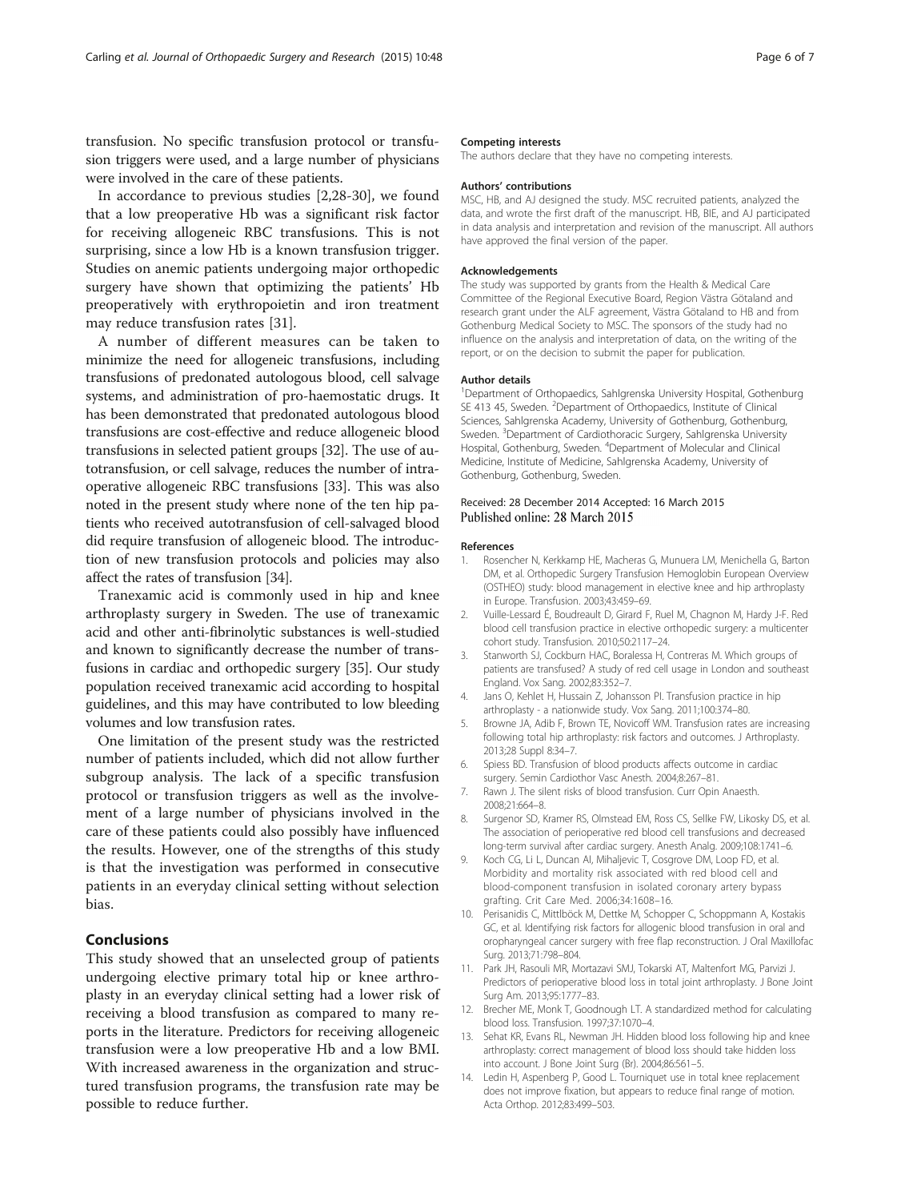transfusion. No specific transfusion protocol or transfusion triggers were used, and a large number of physicians were involved in the care of these patients.

In accordance to previous studies [2,28-30], we found that a low preoperative Hb was a significant risk factor for receiving allogeneic RBC transfusions. This is not surprising, since a low Hb is a known transfusion trigger. Studies on anemic patients undergoing major orthopedic surgery have shown that optimizing the patients' Hb preoperatively with erythropoietin and iron treatment may reduce transfusion rates [31].

A number of different measures can be taken to minimize the need for allogeneic transfusions, including transfusions of predonated autologous blood, cell salvage systems, and administration of pro-haemostatic drugs. It has been demonstrated that predonated autologous blood transfusions are cost-effective and reduce allogeneic blood transfusions in selected patient groups [32]. The use of autotransfusion, or cell salvage, reduces the number of intraoperative allogeneic RBC transfusions [33]. This was also noted in the present study where none of the ten hip patients who received autotransfusion of cell-salvaged blood did require transfusion of allogeneic blood. The introduction of new transfusion protocols and policies may also affect the rates of transfusion [34].

Tranexamic acid is commonly used in hip and knee arthroplasty surgery in Sweden. The use of tranexamic acid and other anti-fibrinolytic substances is well-studied and known to significantly decrease the number of transfusions in cardiac and orthopedic surgery [35]. Our study population received tranexamic acid according to hospital guidelines, and this may have contributed to low bleeding volumes and low transfusion rates.

One limitation of the present study was the restricted number of patients included, which did not allow further subgroup analysis. The lack of a specific transfusion protocol or transfusion triggers as well as the involvement of a large number of physicians involved in the care of these patients could also possibly have influenced the results. However, one of the strengths of this study is that the investigation was performed in consecutive patients in an everyday clinical setting without selection bias.

## Conclusions

This study showed that an unselected group of patients undergoing elective primary total hip or knee arthroplasty in an everyday clinical setting had a lower risk of receiving a blood transfusion as compared to many reports in the literature. Predictors for receiving allogeneic transfusion were a low preoperative Hb and a low BMI. With increased awareness in the organization and structured transfusion programs, the transfusion rate may be possible to reduce further.

#### Competing interests

The authors declare that they have no competing interests.

#### Authors' contributions

MSC, HB, and AJ designed the study. MSC recruited patients, analyzed the data, and wrote the first draft of the manuscript. HB, BIE, and AJ participated in data analysis and interpretation and revision of the manuscript. All authors have approved the final version of the paper.

#### Acknowledgements

The study was supported by grants from the Health & Medical Care Committee of the Regional Executive Board, Region Västra Götaland and research grant under the ALF agreement, Västra Götaland to HB and from Gothenburg Medical Society to MSC. The sponsors of the study had no influence on the analysis and interpretation of data, on the writing of the report, or on the decision to submit the paper for publication.

#### Author details

[1]Department of Orthopaedics, Sahlgrenska University Hospital, Gothenburg SE 413 45, Sweden. [2]Department of Orthopaedics, Institute of Clinical Sciences, Sahlgrenska Academy, University of Gothenburg, Gothenburg, Sweden. [3]Department of Cardiothoracic Surgery, Sahlgrenska University Hospital, Gothenburg, Sweden. [4]Department of Molecular and Clinical Medicine, Institute of Medicine, Sahlgrenska Academy, University of Gothenburg, Gothenburg, Sweden.

Received: 28 December 2014 Accepted: 16 March 2015
Published online: 28 March 2015

#### References

1. Rosencher N, Kerkkamp HE, Macheras G, Munuera LM, Menichella G, Barton DM, et al. Orthopedic Surgery Transfusion Hemoglobin European Overview (OSTHEO) study: blood management in elective knee and hip arthroplasty in Europe. Transfusion. 2003;43:459–69.
2. Vuille-Lessard É, Boudreault D, Girard F, Ruel M, Chagnon M, Hardy J-F. Red blood cell transfusion practice in elective orthopedic surgery: a multicenter cohort study. Transfusion. 2010;50:2117–24.
3. Stanworth SJ, Cockburn HAC, Boralessa H, Contreras M. Which groups of patients are transfused? A study of red cell usage in London and southeast England. Vox Sang. 2002;83:352–7.
4. Jans O, Kehlet H, Hussain Z, Johansson PI. Transfusion practice in hip arthroplasty - a nationwide study. Vox Sang. 2011;100:374–80.
5. Browne JA, Adib F, Brown TE, Novicoff WM. Transfusion rates are increasing following total hip arthroplasty: risk factors and outcomes. J Arthroplasty. 2013;28 Suppl 8:34–7.
6. Spiess BD. Transfusion of blood products affects outcome in cardiac surgery. Semin Cardiothor Vasc Anesth. 2004;8:267–81.
7. Rawn J. The silent risks of blood transfusion. Curr Opin Anaesth. 2008;21:664–8.
8. Surgenor SD, Kramer RS, Olmstead EM, Ross CS, Sellke FW, Likosky DS, et al. The association of perioperative red blood cell transfusions and decreased long-term survival after cardiac surgery. Anesth Analg. 2009;108:1741–6.
9. Koch CG, Li L, Duncan AI, Mihaljevic T, Cosgrove DM, Loop FD, et al. Morbidity and mortality risk associated with red blood cell and blood-component transfusion in isolated coronary artery bypass grafting. Crit Care Med. 2006;34:1608–16.
10. Perisanidis C, Mittlböck M, Dettke M, Schopper C, Schoppmann A, Kostakis GC, et al. Identifying risk factors for allogenic blood transfusion in oral and oropharyngeal cancer surgery with free flap reconstruction. J Oral Maxillofac Surg. 2013;71:798–804.
11. Park JH, Rasouli MR, Mortazavi SMJ, Tokarski AT, Maltenfort MG, Parvizi J. Predictors of perioperative blood loss in total joint arthroplasty. J Bone Joint Surg Am. 2013;95:1777–83.
12. Brecher ME, Monk T, Goodnough LT. A standardized method for calculating blood loss. Transfusion. 1997;37:1070–4.
13. Sehat KR, Evans RL, Newman JH. Hidden blood loss following hip and knee arthroplasty: correct management of blood loss should take hidden loss into account. J Bone Joint Surg (Br). 2004;86:561–5.
14. Ledin H, Aspenberg P, Good L. Tourniquet use in total knee replacement does not improve fixation, but appears to reduce final range of motion. Acta Orthop. 2012;83:499–503.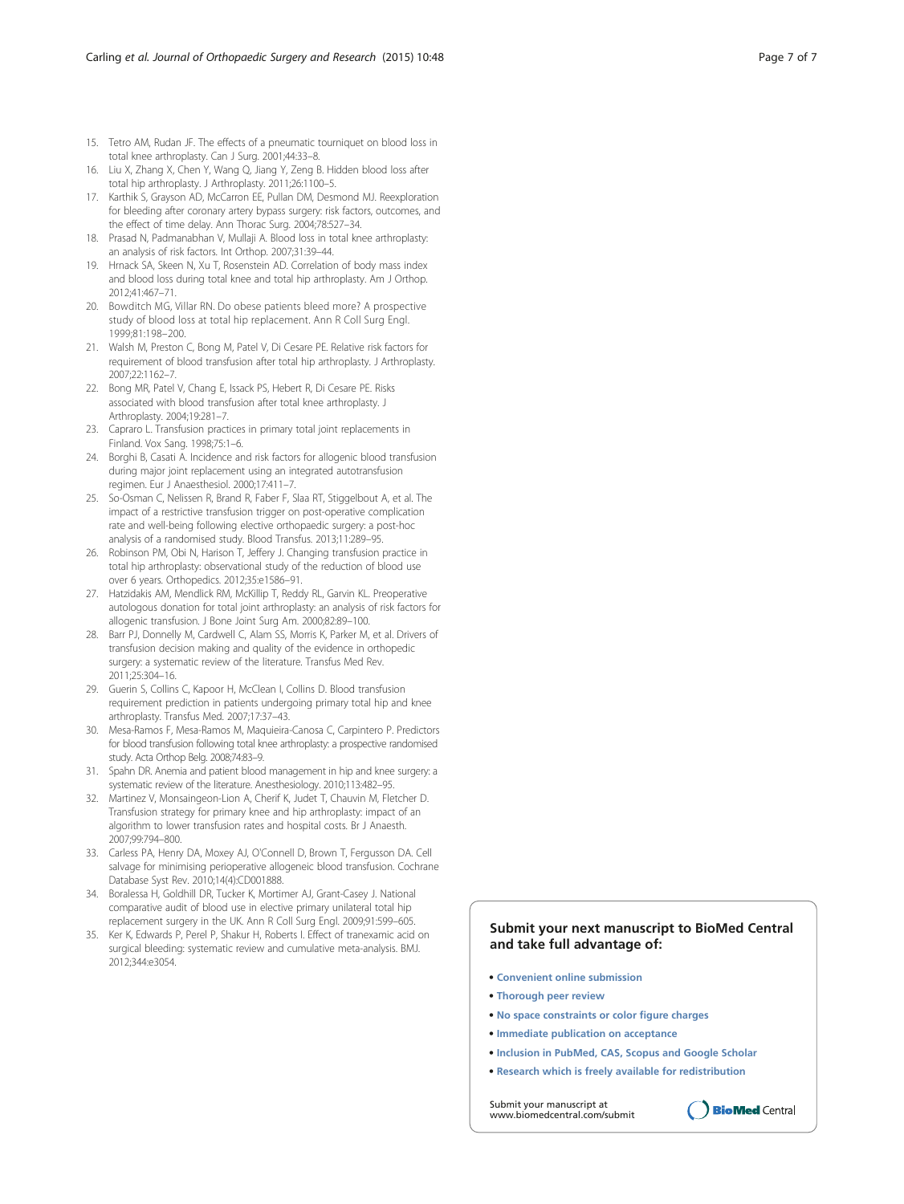15. Tetro AM, Rudan JF. The effects of a pneumatic tourniquet on blood loss in total knee arthroplasty. Can J Surg. 2001;44:33–8.
16. Liu X, Zhang X, Chen Y, Wang Q, Jiang Y, Zeng B. Hidden blood loss after total hip arthroplasty. J Arthroplasty. 2011;26:1100–5.
17. Karthik S, Grayson AD, McCarron EE, Pullan DM, Desmond MJ. Reexploration for bleeding after coronary artery bypass surgery: risk factors, outcomes, and the effect of time delay. Ann Thorac Surg. 2004;78:527–34.
18. Prasad N, Padmanabhan V, Mullaji A. Blood loss in total knee arthroplasty: an analysis of risk factors. Int Orthop. 2007;31:39–44.
19. Hrnack SA, Skeen N, Xu T, Rosenstein AD. Correlation of body mass index and blood loss during total knee and total hip arthroplasty. Am J Orthop. 2012;41:467–71.
20. Bowditch MG, Villar RN. Do obese patients bleed more? A prospective study of blood loss at total hip replacement. Ann R Coll Surg Engl. 1999;81:198–200.
21. Walsh M, Preston C, Bong M, Patel V, Di Cesare PE. Relative risk factors for requirement of blood transfusion after total hip arthroplasty. J Arthroplasty. 2007;22:1162–7.
22. Bong MR, Patel V, Chang E, Issack PS, Hebert R, Di Cesare PE. Risks associated with blood transfusion after total knee arthroplasty. J Arthroplasty. 2004;19:281–7.
23. Capraro L. Transfusion practices in primary total joint replacements in Finland. Vox Sang. 1998;75:1–6.
24. Borghi B, Casati A. Incidence and risk factors for allogenic blood transfusion during major joint replacement using an integrated autotransfusion regimen. Eur J Anaesthesiol. 2000;17:411–7.
25. So-Osman C, Nelissen R, Brand R, Faber F, Slaa RT, Stiggelbout A, et al. The impact of a restrictive transfusion trigger on post-operative complication rate and well-being following elective orthopaedic surgery: a post-hoc analysis of a randomised study. Blood Transfus. 2013;11:289–95.
26. Robinson PM, Obi N, Harison T, Jeffery J. Changing transfusion practice in total hip arthroplasty: observational study of the reduction of blood use over 6 years. Orthopedics. 2012;35:e1586–91.
27. Hatzidakis AM, Mendlick RM, McKillip T, Reddy RL, Garvin KL. Preoperative autologous donation for total joint arthroplasty: an analysis of risk factors for allogenic transfusion. J Bone Joint Surg Am. 2000;82:89–100.
28. Barr PJ, Donnelly M, Cardwell C, Alam SS, Morris K, Parker M, et al. Drivers of transfusion decision making and quality of the evidence in orthopedic surgery: a systematic review of the literature. Transfus Med Rev. 2011;25:304–16.
29. Guerin S, Collins C, Kapoor H, McClean I, Collins D. Blood transfusion requirement prediction in patients undergoing primary total hip and knee arthroplasty. Transfus Med. 2007;17:37–43.
30. Mesa-Ramos F, Mesa-Ramos M, Maquieira-Canosa C, Carpintero P. Predictors for blood transfusion following total knee arthroplasty: a prospective randomised study. Acta Orthop Belg. 2008;74:83–9.
31. Spahn DR. Anemia and patient blood management in hip and knee surgery: a systematic review of the literature. Anesthesiology. 2010;113:482–95.
32. Martinez V, Monsaingeon-Lion A, Cherif K, Judet T, Chauvin M, Fletcher D. Transfusion strategy for primary knee and hip arthroplasty: impact of an algorithm to lower transfusion rates and hospital costs. Br J Anaesth. 2007;99:794–800.
33. Carless PA, Henry DA, Moxey AJ, O'Connell D, Brown T, Fergusson DA. Cell salvage for minimising perioperative allogeneic blood transfusion. Cochrane Database Syst Rev. 2010;14(4):CD001888.
34. Boralessa H, Goldhill DR, Tucker K, Mortimer AJ, Grant-Casey J. National comparative audit of blood use in elective primary unilateral total hip replacement surgery in the UK. Ann R Coll Surg Engl. 2009;91:599–605.
35. Ker K, Edwards P, Perel P, Shakur H, Roberts I. Effect of tranexamic acid on surgical bleeding: systematic review and cumulative meta-analysis. BMJ. 2012;344:e3054.

**Submit your next manuscript to BioMed Central and take full advantage of:**

- Convenient online submission
- Thorough peer review
- No space constraints or color figure charges
- Immediate publication on acceptance
- Inclusion in PubMed, CAS, Scopus and Google Scholar
- Research which is freely available for redistribution

Submit your manuscript at
www.biomedcentral.com/submit

BioMed Central